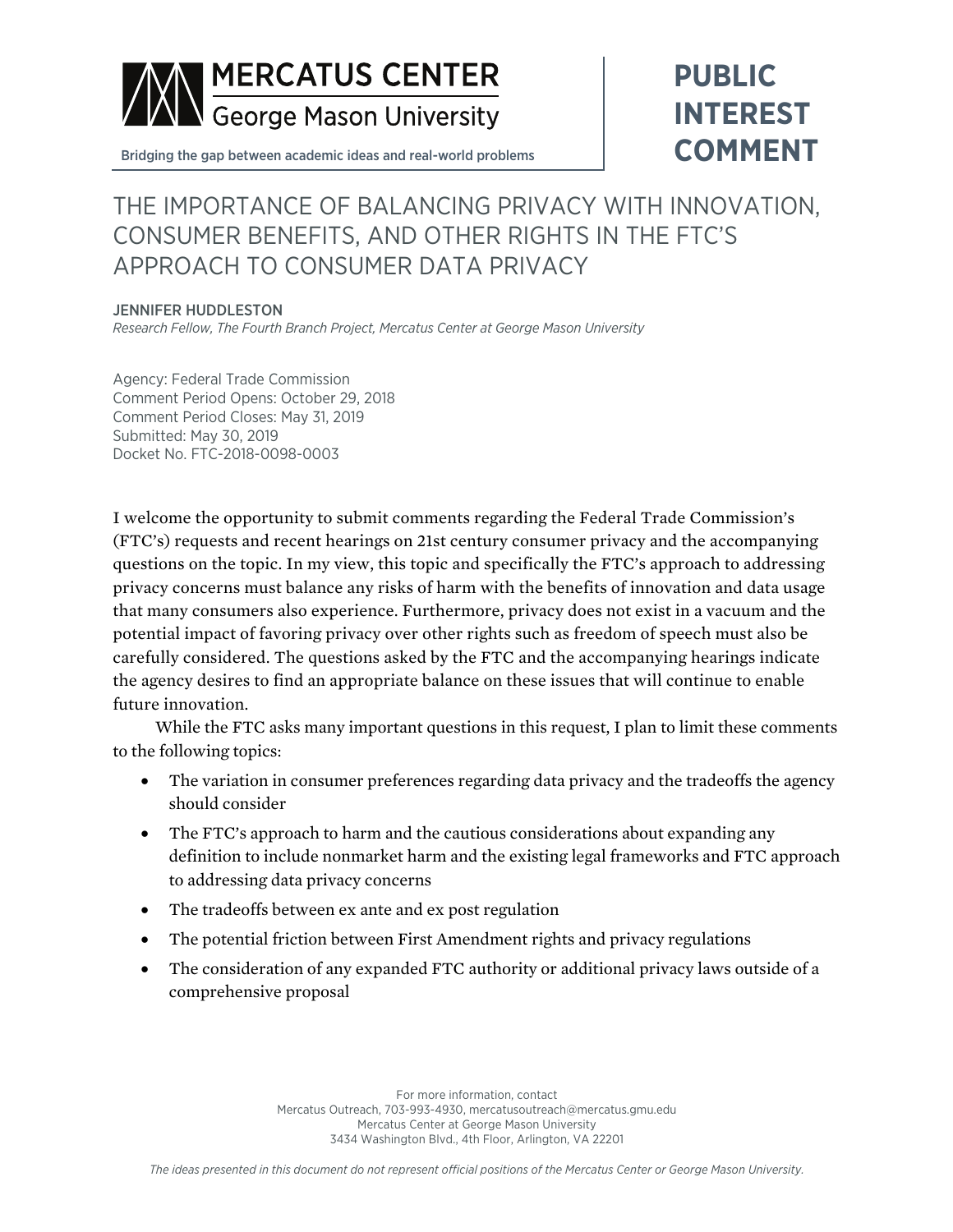MERCATUS CENTER
George Mason University

Bridging the gap between academic ideas and real-world problems

**PUBLIC INTEREST COMMENT**

# THE IMPORTANCE OF BALANCING PRIVACY WITH INNOVATION, CONSUMER BENEFITS, AND OTHER RIGHTS IN THE FTC'S APPROACH TO CONSUMER DATA PRIVACY

JENNIFER HUDDLESTON
*Research Fellow, The Fourth Branch Project, Mercatus Center at George Mason University*

Agency: Federal Trade Commission
Comment Period Opens: October 29, 2018
Comment Period Closes: May 31, 2019
Submitted: May 30, 2019
Docket No. FTC-2018-0098-0003

I welcome the opportunity to submit comments regarding the Federal Trade Commission's (FTC's) requests and recent hearings on 21st century consumer privacy and the accompanying questions on the topic. In my view, this topic and specifically the FTC's approach to addressing privacy concerns must balance any risks of harm with the benefits of innovation and data usage that many consumers also experience. Furthermore, privacy does not exist in a vacuum and the potential impact of favoring privacy over other rights such as freedom of speech must also be carefully considered. The questions asked by the FTC and the accompanying hearings indicate the agency desires to find an appropriate balance on these issues that will continue to enable future innovation.

While the FTC asks many important questions in this request, I plan to limit these comments to the following topics:

- The variation in consumer preferences regarding data privacy and the tradeoffs the agency should consider
- The FTC's approach to harm and the cautious considerations about expanding any definition to include nonmarket harm and the existing legal frameworks and FTC approach to addressing data privacy concerns
- The tradeoffs between ex ante and ex post regulation
- The potential friction between First Amendment rights and privacy regulations
- The consideration of any expanded FTC authority or additional privacy laws outside of a comprehensive proposal

For more information, contact
Mercatus Outreach, 703-993-4930, mercatusoutreach@mercatus.gmu.edu
Mercatus Center at George Mason University
3434 Washington Blvd., 4th Floor, Arlington, VA 22201

*The ideas presented in this document do not represent official positions of the Mercatus Center or George Mason University.*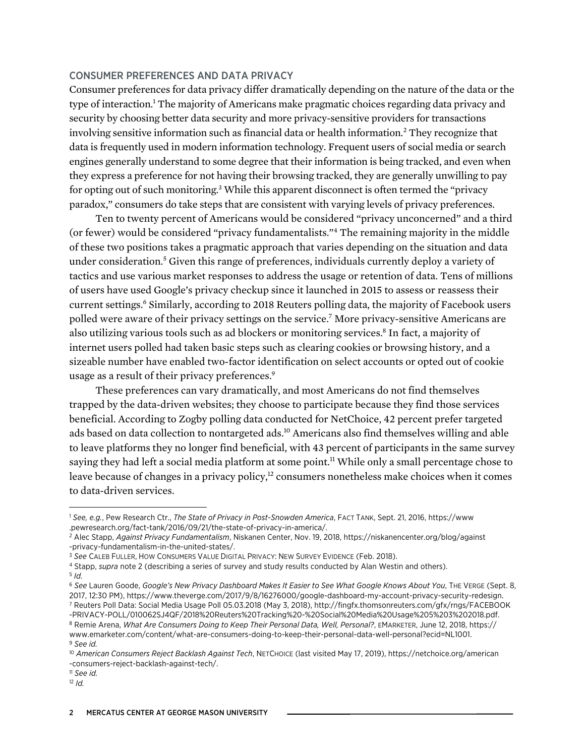## CONSUMER PREFERENCES AND DATA PRIVACY

Consumer preferences for data privacy differ dramatically depending on the nature of the data or the type of interaction.[1] The majority of Americans make pragmatic choices regarding data privacy and security by choosing better data security and more privacy-sensitive providers for transactions involving sensitive information such as financial data or health information.[2] They recognize that data is frequently used in modern information technology. Frequent users of social media or search engines generally understand to some degree that their information is being tracked, and even when they express a preference for not having their browsing tracked, they are generally unwilling to pay for opting out of such monitoring.[3] While this apparent disconnect is often termed the "privacy paradox," consumers do take steps that are consistent with varying levels of privacy preferences.

Ten to twenty percent of Americans would be considered "privacy unconcerned" and a third (or fewer) would be considered "privacy fundamentalists."[4] The remaining majority in the middle of these two positions takes a pragmatic approach that varies depending on the situation and data under consideration.[5] Given this range of preferences, individuals currently deploy a variety of tactics and use various market responses to address the usage or retention of data. Tens of millions of users have used Google's privacy checkup since it launched in 2015 to assess or reassess their current settings.[6] Similarly, according to 2018 Reuters polling data, the majority of Facebook users polled were aware of their privacy settings on the service.[7] More privacy-sensitive Americans are also utilizing various tools such as ad blockers or monitoring services.[8] In fact, a majority of internet users polled had taken basic steps such as clearing cookies or browsing history, and a sizeable number have enabled two-factor identification on select accounts or opted out of cookie usage as a result of their privacy preferences.[9]

These preferences can vary dramatically, and most Americans do not find themselves trapped by the data-driven websites; they choose to participate because they find those services beneficial. According to Zogby polling data conducted for NetChoice, 42 percent prefer targeted ads based on data collection to nontargeted ads.[10] Americans also find themselves willing and able to leave platforms they no longer find beneficial, with 43 percent of participants in the same survey saying they had left a social media platform at some point.[11] While only a small percentage chose to leave because of changes in a privacy policy,[12] consumers nonetheless make choices when it comes to data-driven services.

---

[1] *See, e.g.*, Pew Research Ctr., *The State of Privacy in Post-Snowden America*, FACT TANK, Sept. 21, 2016, https://www.pewresearch.org/fact-tank/2016/09/21/the-state-of-privacy-in-america/.

[2] Alec Stapp, *Against Privacy Fundamentalism*, Niskanen Center, Nov. 19, 2018, https://niskanencenter.org/blog/against-privacy-fundamentalism-in-the-united-states/.

[3] *See* CALEB FULLER, HOW CONSUMERS VALUE DIGITAL PRIVACY: NEW SURVEY EVIDENCE (Feb. 2018).

[4] Stapp, *supra* note 2 (describing a series of survey and study results conducted by Alan Westin and others).

[5] *Id.*

[6] *See* Lauren Goode, *Google's New Privacy Dashboard Makes It Easier to See What Google Knows About You*, THE VERGE (Sept. 8, 2017, 12:30 PM), https://www.theverge.com/2017/9/8/16276000/google-dashboard-my-account-privacy-security-redesign.

[7] Reuters Poll Data: Social Media Usage Poll 05.03.2018 (May 3, 2018), http://fingfx.thomsonreuters.com/gfx/rngs/FACEBOOK-PRIVACY-POLL/010062SJ4QF/2018%20Reuters%20Tracking%20-%20Social%20Media%20Usage%205%203%202018.pdf.

[8] Remie Arena, *What Are Consumers Doing to Keep Their Personal Data, Well, Personal?*, EMARKETER, June 12, 2018, https://www.emarketer.com/content/what-are-consumers-doing-to-keep-their-personal-data-well-personal?ecid=NL1001.

[9] *See id.*

[10] *American Consumers Reject Backlash Against Tech*, NETCHOICE (last visited May 17, 2019), https://netchoice.org/american-consumers-reject-backlash-against-tech/.

[11] *See id.*

[12] *Id.*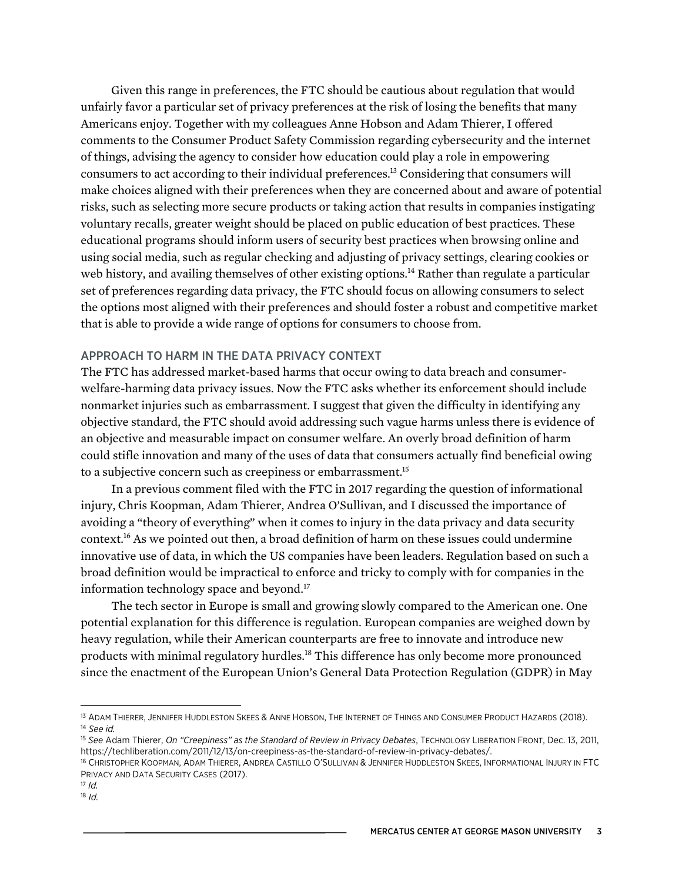Given this range in preferences, the FTC should be cautious about regulation that would unfairly favor a particular set of privacy preferences at the risk of losing the benefits that many Americans enjoy. Together with my colleagues Anne Hobson and Adam Thierer, I offered comments to the Consumer Product Safety Commission regarding cybersecurity and the internet of things, advising the agency to consider how education could play a role in empowering consumers to act according to their individual preferences.[13] Considering that consumers will make choices aligned with their preferences when they are concerned about and aware of potential risks, such as selecting more secure products or taking action that results in companies instigating voluntary recalls, greater weight should be placed on public education of best practices. These educational programs should inform users of security best practices when browsing online and using social media, such as regular checking and adjusting of privacy settings, clearing cookies or web history, and availing themselves of other existing options.[14] Rather than regulate a particular set of preferences regarding data privacy, the FTC should focus on allowing consumers to select the options most aligned with their preferences and should foster a robust and competitive market that is able to provide a wide range of options for consumers to choose from.

## APPROACH TO HARM IN THE DATA PRIVACY CONTEXT

The FTC has addressed market-based harms that occur owing to data breach and consumer-welfare-harming data privacy issues. Now the FTC asks whether its enforcement should include nonmarket injuries such as embarrassment. I suggest that given the difficulty in identifying any objective standard, the FTC should avoid addressing such vague harms unless there is evidence of an objective and measurable impact on consumer welfare. An overly broad definition of harm could stifle innovation and many of the uses of data that consumers actually find beneficial owing to a subjective concern such as creepiness or embarrassment.[15]

In a previous comment filed with the FTC in 2017 regarding the question of informational injury, Chris Koopman, Adam Thierer, Andrea O'Sullivan, and I discussed the importance of avoiding a "theory of everything" when it comes to injury in the data privacy and data security context.[16] As we pointed out then, a broad definition of harm on these issues could undermine innovative use of data, in which the US companies have been leaders. Regulation based on such a broad definition would be impractical to enforce and tricky to comply with for companies in the information technology space and beyond.[17]

The tech sector in Europe is small and growing slowly compared to the American one. One potential explanation for this difference is regulation. European companies are weighed down by heavy regulation, while their American counterparts are free to innovate and introduce new products with minimal regulatory hurdles.[18] This difference has only become more pronounced since the enactment of the European Union's General Data Protection Regulation (GDPR) in May

---

[13] Adam Thierer, Jennifer Huddleston Skees & Anne Hobson, The Internet of Things and Consumer Product Hazards (2018).

[14] *See id.*

[15] *See* Adam Thierer, *On "Creepiness" as the Standard of Review in Privacy Debates*, Technology Liberation Front, Dec. 13, 2011, https://techliberation.com/2011/12/13/on-creepiness-as-the-standard-of-review-in-privacy-debates/.

[16] Christopher Koopman, Adam Thierer, Andrea Castillo O'Sullivan & Jennifer Huddleston Skees, Informational Injury in FTC Privacy and Data Security Cases (2017).

[17] *Id.*

[18] *Id.*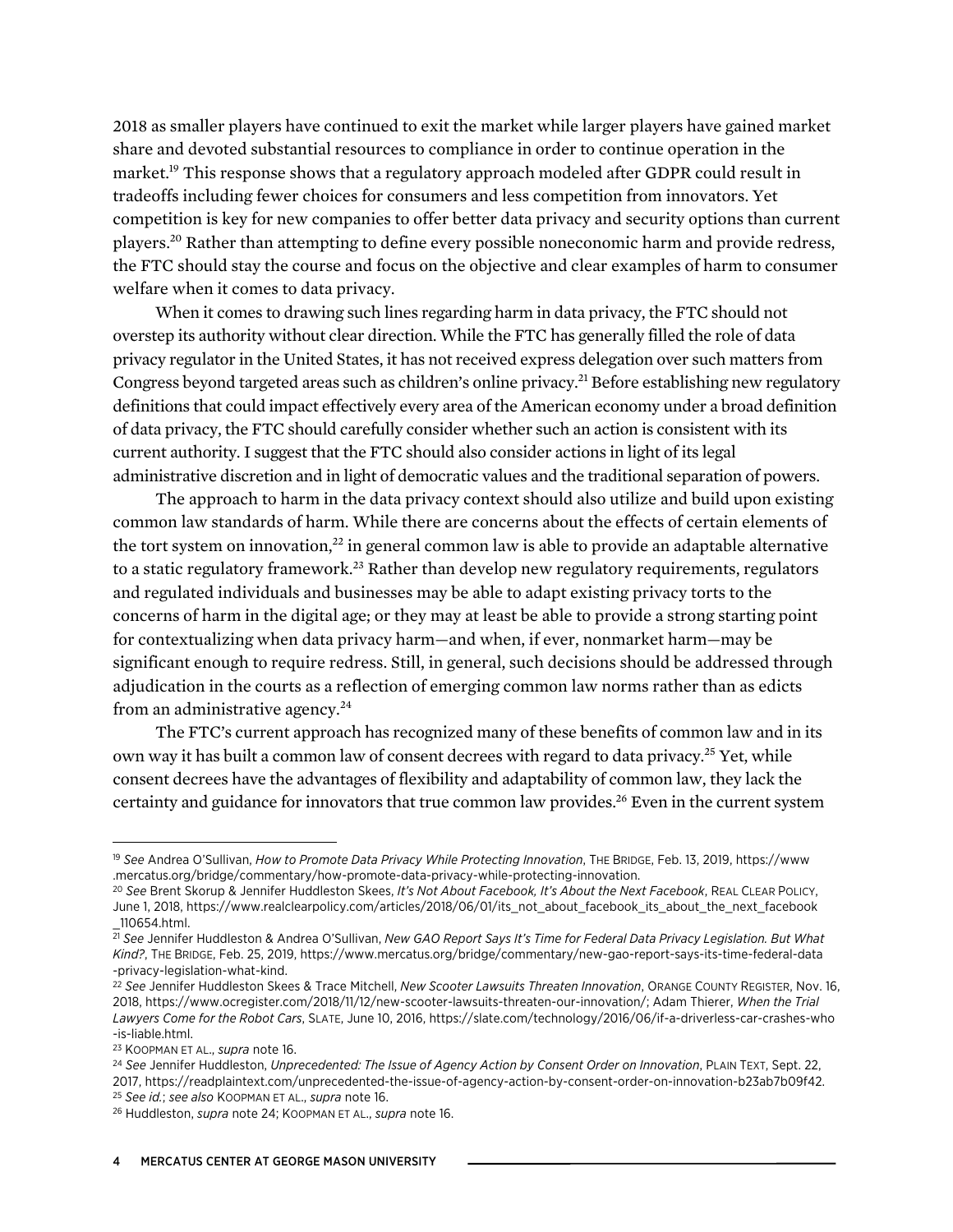2018 as smaller players have continued to exit the market while larger players have gained market share and devoted substantial resources to compliance in order to continue operation in the market.[19] This response shows that a regulatory approach modeled after GDPR could result in tradeoffs including fewer choices for consumers and less competition from innovators. Yet competition is key for new companies to offer better data privacy and security options than current players.[20] Rather than attempting to define every possible noneconomic harm and provide redress, the FTC should stay the course and focus on the objective and clear examples of harm to consumer welfare when it comes to data privacy.

When it comes to drawing such lines regarding harm in data privacy, the FTC should not overstep its authority without clear direction. While the FTC has generally filled the role of data privacy regulator in the United States, it has not received express delegation over such matters from Congress beyond targeted areas such as children's online privacy.[21] Before establishing new regulatory definitions that could impact effectively every area of the American economy under a broad definition of data privacy, the FTC should carefully consider whether such an action is consistent with its current authority. I suggest that the FTC should also consider actions in light of its legal administrative discretion and in light of democratic values and the traditional separation of powers.

The approach to harm in the data privacy context should also utilize and build upon existing common law standards of harm. While there are concerns about the effects of certain elements of the tort system on innovation,[22] in general common law is able to provide an adaptable alternative to a static regulatory framework.[23] Rather than develop new regulatory requirements, regulators and regulated individuals and businesses may be able to adapt existing privacy torts to the concerns of harm in the digital age; or they may at least be able to provide a strong starting point for contextualizing when data privacy harm—and when, if ever, nonmarket harm—may be significant enough to require redress. Still, in general, such decisions should be addressed through adjudication in the courts as a reflection of emerging common law norms rather than as edicts from an administrative agency.[24]

The FTC's current approach has recognized many of these benefits of common law and in its own way it has built a common law of consent decrees with regard to data privacy.[25] Yet, while consent decrees have the advantages of flexibility and adaptability of common law, they lack the certainty and guidance for innovators that true common law provides.[26] Even in the current system

---

[19] *See* Andrea O'Sullivan, *How to Promote Data Privacy While Protecting Innovation*, THE BRIDGE, Feb. 13, 2019, https://www.mercatus.org/bridge/commentary/how-promote-data-privacy-while-protecting-innovation.

[20] *See* Brent Skorup & Jennifer Huddleston Skees, *It's Not About Facebook, It's About the Next Facebook*, REAL CLEAR POLICY, June 1, 2018, https://www.realclearpolicy.com/articles/2018/06/01/its_not_about_facebook_its_about_the_next_facebook_110654.html.

[21] *See* Jennifer Huddleston & Andrea O'Sullivan, *New GAO Report Says It's Time for Federal Data Privacy Legislation. But What Kind?*, THE BRIDGE, Feb. 25, 2019, https://www.mercatus.org/bridge/commentary/new-gao-report-says-its-time-federal-data-privacy-legislation-what-kind.

[22] *See* Jennifer Huddleston Skees & Trace Mitchell, *New Scooter Lawsuits Threaten Innovation*, ORANGE COUNTY REGISTER, Nov. 16, 2018, https://www.ocregister.com/2018/11/12/new-scooter-lawsuits-threaten-our-innovation/; Adam Thierer, *When the Trial Lawyers Come for the Robot Cars*, SLATE, June 10, 2016, https://slate.com/technology/2016/06/if-a-driverless-car-crashes-who-is-liable.html.

[23] KOOPMAN ET AL., *supra* note 16.

[24] *See* Jennifer Huddleston, *Unprecedented: The Issue of Agency Action by Consent Order on Innovation*, PLAIN TEXT, Sept. 22, 2017, https://readplaintext.com/unprecedented-the-issue-of-agency-action-by-consent-order-on-innovation-b23ab7b09f42.

[25] *See id.*; *see also* KOOPMAN ET AL., *supra* note 16.

[26] Huddleston, *supra* note 24; KOOPMAN ET AL., *supra* note 16.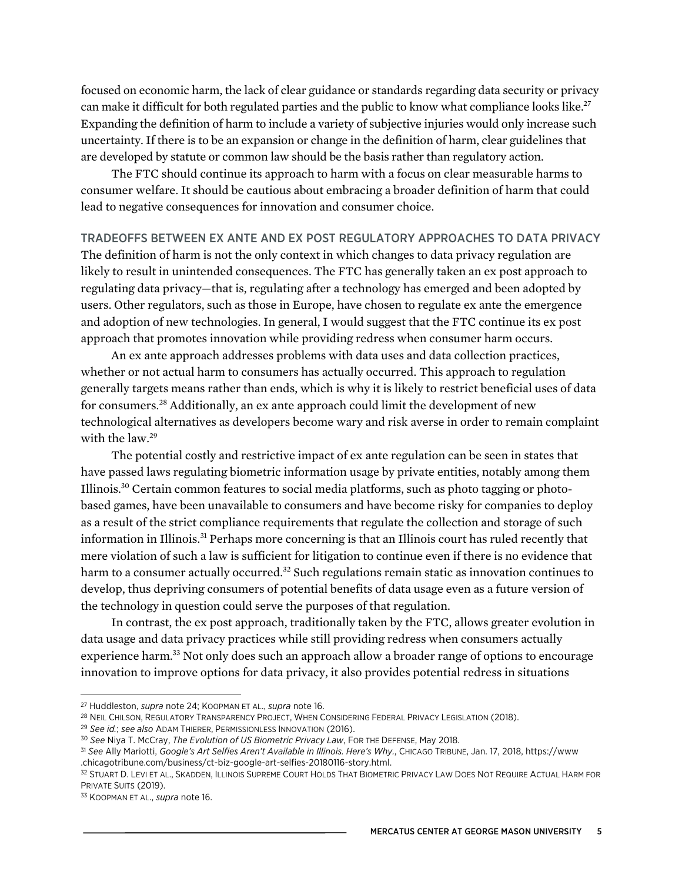focused on economic harm, the lack of clear guidance or standards regarding data security or privacy can make it difficult for both regulated parties and the public to know what compliance looks like.[27] Expanding the definition of harm to include a variety of subjective injuries would only increase such uncertainty. If there is to be an expansion or change in the definition of harm, clear guidelines that are developed by statute or common law should be the basis rather than regulatory action.

The FTC should continue its approach to harm with a focus on clear measurable harms to consumer welfare. It should be cautious about embracing a broader definition of harm that could lead to negative consequences for innovation and consumer choice.

## TRADEOFFS BETWEEN EX ANTE AND EX POST REGULATORY APPROACHES TO DATA PRIVACY

The definition of harm is not the only context in which changes to data privacy regulation are likely to result in unintended consequences. The FTC has generally taken an ex post approach to regulating data privacy—that is, regulating after a technology has emerged and been adopted by users. Other regulators, such as those in Europe, have chosen to regulate ex ante the emergence and adoption of new technologies. In general, I would suggest that the FTC continue its ex post approach that promotes innovation while providing redress when consumer harm occurs.

An ex ante approach addresses problems with data uses and data collection practices, whether or not actual harm to consumers has actually occurred. This approach to regulation generally targets means rather than ends, which is why it is likely to restrict beneficial uses of data for consumers.[28] Additionally, an ex ante approach could limit the development of new technological alternatives as developers become wary and risk averse in order to remain complaint with the law.[29]

The potential costly and restrictive impact of ex ante regulation can be seen in states that have passed laws regulating biometric information usage by private entities, notably among them Illinois.[30] Certain common features to social media platforms, such as photo tagging or photo-based games, have been unavailable to consumers and have become risky for companies to deploy as a result of the strict compliance requirements that regulate the collection and storage of such information in Illinois.[31] Perhaps more concerning is that an Illinois court has ruled recently that mere violation of such a law is sufficient for litigation to continue even if there is no evidence that harm to a consumer actually occurred.[32] Such regulations remain static as innovation continues to develop, thus depriving consumers of potential benefits of data usage even as a future version of the technology in question could serve the purposes of that regulation.

In contrast, the ex post approach, traditionally taken by the FTC, allows greater evolution in data usage and data privacy practices while still providing redress when consumers actually experience harm.[33] Not only does such an approach allow a broader range of options to encourage innovation to improve options for data privacy, it also provides potential redress in situations

---

[27] Huddleston, *supra* note 24; KOOPMAN ET AL., *supra* note 16.

[28] NEIL CHILSON, REGULATORY TRANSPARENCY PROJECT, WHEN CONSIDERING FEDERAL PRIVACY LEGISLATION (2018).

[29] *See id.*; *see also* ADAM THIERER, PERMISSIONLESS INNOVATION (2016).

[30] *See* Niya T. McCray, *The Evolution of US Biometric Privacy Law*, FOR THE DEFENSE, May 2018.

[31] *See* Ally Mariotti, *Google's Art Selfies Aren't Available in Illinois. Here's Why.*, CHICAGO TRIBUNE, Jan. 17, 2018, https://www.chicagotribune.com/business/ct-biz-google-art-selfies-20180116-story.html.

[32] STUART D. LEVI ET AL., SKADDEN, ILLINOIS SUPREME COURT HOLDS THAT BIOMETRIC PRIVACY LAW DOES NOT REQUIRE ACTUAL HARM FOR PRIVATE SUITS (2019).

[33] KOOPMAN ET AL., *supra* note 16.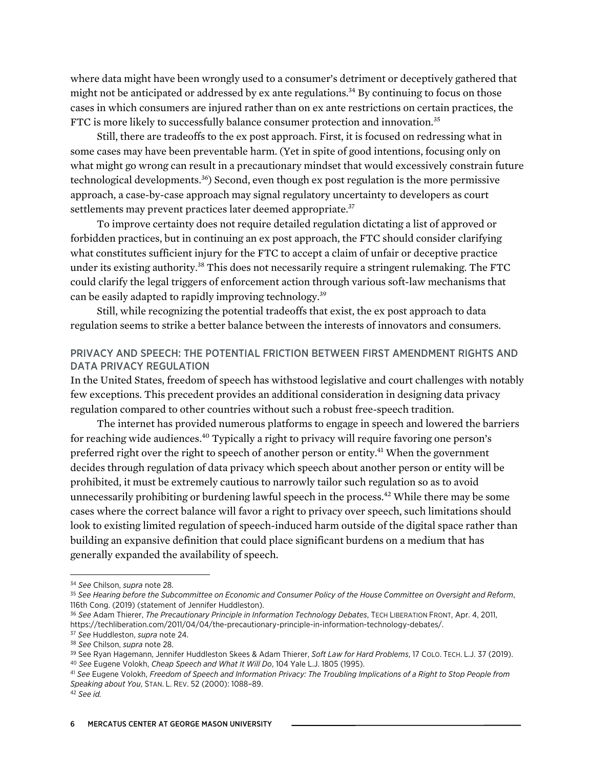where data might have been wrongly used to a consumer's detriment or deceptively gathered that might not be anticipated or addressed by ex ante regulations.[34] By continuing to focus on those cases in which consumers are injured rather than on ex ante restrictions on certain practices, the FTC is more likely to successfully balance consumer protection and innovation.[35]

Still, there are tradeoffs to the ex post approach. First, it is focused on redressing what in some cases may have been preventable harm. (Yet in spite of good intentions, focusing only on what might go wrong can result in a precautionary mindset that would excessively constrain future technological developments.[36]) Second, even though ex post regulation is the more permissive approach, a case-by-case approach may signal regulatory uncertainty to developers as court settlements may prevent practices later deemed appropriate.[37]

To improve certainty does not require detailed regulation dictating a list of approved or forbidden practices, but in continuing an ex post approach, the FTC should consider clarifying what constitutes sufficient injury for the FTC to accept a claim of unfair or deceptive practice under its existing authority.[38] This does not necessarily require a stringent rulemaking. The FTC could clarify the legal triggers of enforcement action through various soft-law mechanisms that can be easily adapted to rapidly improving technology.[39]

Still, while recognizing the potential tradeoffs that exist, the ex post approach to data regulation seems to strike a better balance between the interests of innovators and consumers.

## PRIVACY AND SPEECH: THE POTENTIAL FRICTION BETWEEN FIRST AMENDMENT RIGHTS AND DATA PRIVACY REGULATION

In the United States, freedom of speech has withstood legislative and court challenges with notably few exceptions. This precedent provides an additional consideration in designing data privacy regulation compared to other countries without such a robust free-speech tradition.

The internet has provided numerous platforms to engage in speech and lowered the barriers for reaching wide audiences.[40] Typically a right to privacy will require favoring one person's preferred right over the right to speech of another person or entity.[41] When the government decides through regulation of data privacy which speech about another person or entity will be prohibited, it must be extremely cautious to narrowly tailor such regulation so as to avoid unnecessarily prohibiting or burdening lawful speech in the process.[42] While there may be some cases where the correct balance will favor a right to privacy over speech, such limitations should look to existing limited regulation of speech-induced harm outside of the digital space rather than building an expansive definition that could place significant burdens on a medium that has generally expanded the availability of speech.

---

[34] *See* Chilson, *supra* note 28.

[35] *See Hearing before the Subcommittee on Economic and Consumer Policy of the House Committee on Oversight and Reform*, 116th Cong. (2019) (statement of Jennifer Huddleston).

[36] *See* Adam Thierer, *The Precautionary Principle in Information Technology Debates*, TECH LIBERATION FRONT, Apr. 4, 2011, https://techliberation.com/2011/04/04/the-precautionary-principle-in-information-technology-debates/.

[37] *See* Huddleston, *supra* note 24.

[38] *See* Chilson, *supra* note 28.

[39] See Ryan Hagemann, Jennifer Huddleston Skees & Adam Thierer, *Soft Law for Hard Problems*, 17 COLO. TECH. L.J. 37 (2019).

[40] *See* Eugene Volokh, *Cheap Speech and What It Will Do*, 104 Yale L.J. 1805 (1995).

[41] *See* Eugene Volokh, *Freedom of Speech and Information Privacy: The Troubling Implications of a Right to Stop People from Speaking about You*, STAN. L. REV. 52 (2000): 1088–89.

[42] *See id.*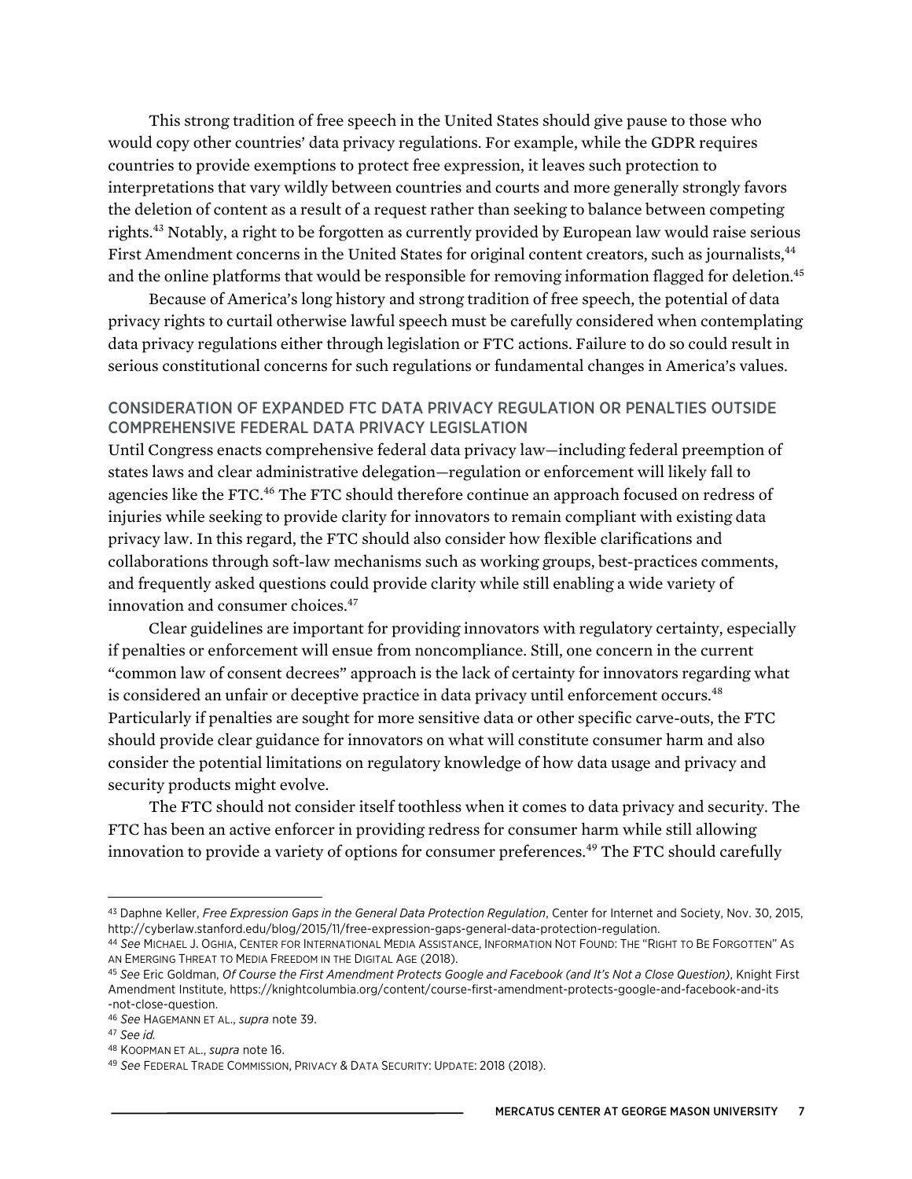This strong tradition of free speech in the United States should give pause to those who would copy other countries' data privacy regulations. For example, while the GDPR requires countries to provide exemptions to protect free expression, it leaves such protection to interpretations that vary wildly between countries and courts and more generally strongly favors the deletion of content as a result of a request rather than seeking to balance between competing rights.[43] Notably, a right to be forgotten as currently provided by European law would raise serious First Amendment concerns in the United States for original content creators, such as journalists,[44] and the online platforms that would be responsible for removing information flagged for deletion.[45]

Because of America's long history and strong tradition of free speech, the potential of data privacy rights to curtail otherwise lawful speech must be carefully considered when contemplating data privacy regulations either through legislation or FTC actions. Failure to do so could result in serious constitutional concerns for such regulations or fundamental changes in America's values.

## CONSIDERATION OF EXPANDED FTC DATA PRIVACY REGULATION OR PENALTIES OUTSIDE COMPREHENSIVE FEDERAL DATA PRIVACY LEGISLATION

Until Congress enacts comprehensive federal data privacy law—including federal preemption of states laws and clear administrative delegation—regulation or enforcement will likely fall to agencies like the FTC.[46] The FTC should therefore continue an approach focused on redress of injuries while seeking to provide clarity for innovators to remain compliant with existing data privacy law. In this regard, the FTC should also consider how flexible clarifications and collaborations through soft-law mechanisms such as working groups, best-practices comments, and frequently asked questions could provide clarity while still enabling a wide variety of innovation and consumer choices.[47]

Clear guidelines are important for providing innovators with regulatory certainty, especially if penalties or enforcement will ensue from noncompliance. Still, one concern in the current "common law of consent decrees" approach is the lack of certainty for innovators regarding what is considered an unfair or deceptive practice in data privacy until enforcement occurs.[48] Particularly if penalties are sought for more sensitive data or other specific carve-outs, the FTC should provide clear guidance for innovators on what will constitute consumer harm and also consider the potential limitations on regulatory knowledge of how data usage and privacy and security products might evolve.

The FTC should not consider itself toothless when it comes to data privacy and security. The FTC has been an active enforcer in providing redress for consumer harm while still allowing innovation to provide a variety of options for consumer preferences.[49] The FTC should carefully

---

[43] Daphne Keller, *Free Expression Gaps in the General Data Protection Regulation*, Center for Internet and Society, Nov. 30, 2015, http://cyberlaw.stanford.edu/blog/2015/11/free-expression-gaps-general-data-protection-regulation.

[44] *See* MICHAEL J. OGHIA, CENTER FOR INTERNATIONAL MEDIA ASSISTANCE, INFORMATION NOT FOUND: THE "RIGHT TO BE FORGOTTEN" AS AN EMERGING THREAT TO MEDIA FREEDOM IN THE DIGITAL AGE (2018).

[45] *See* Eric Goldman, *Of Course the First Amendment Protects Google and Facebook (and It's Not a Close Question)*, Knight First Amendment Institute, https://knightcolumbia.org/content/course-first-amendment-protects-google-and-facebook-and-its-not-close-question.

[46] *See* HAGEMANN ET AL., *supra* note 39.

[47] *See id.*

[48] KOOPMAN ET AL., *supra* note 16.

[49] *See* FEDERAL TRADE COMMISSION, PRIVACY & DATA SECURITY: UPDATE: 2018 (2018).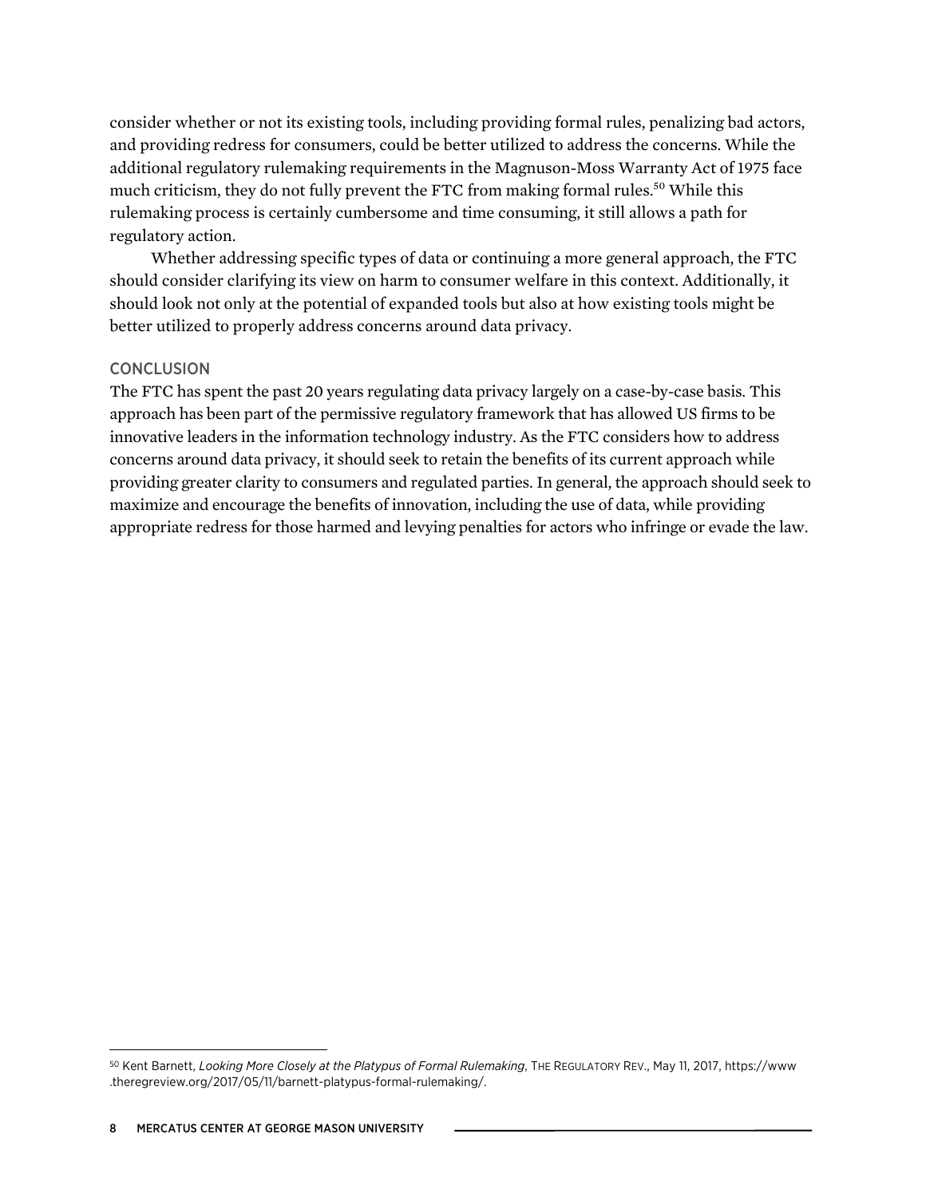consider whether or not its existing tools, including providing formal rules, penalizing bad actors, and providing redress for consumers, could be better utilized to address the concerns. While the additional regulatory rulemaking requirements in the Magnuson-Moss Warranty Act of 1975 face much criticism, they do not fully prevent the FTC from making formal rules.[50] While this rulemaking process is certainly cumbersome and time consuming, it still allows a path for regulatory action.

Whether addressing specific types of data or continuing a more general approach, the FTC should consider clarifying its view on harm to consumer welfare in this context. Additionally, it should look not only at the potential of expanded tools but also at how existing tools might be better utilized to properly address concerns around data privacy.

## CONCLUSION

The FTC has spent the past 20 years regulating data privacy largely on a case-by-case basis. This approach has been part of the permissive regulatory framework that has allowed US firms to be innovative leaders in the information technology industry. As the FTC considers how to address concerns around data privacy, it should seek to retain the benefits of its current approach while providing greater clarity to consumers and regulated parties. In general, the approach should seek to maximize and encourage the benefits of innovation, including the use of data, while providing appropriate redress for those harmed and levying penalties for actors who infringe or evade the law.

---

[50] Kent Barnett, *Looking More Closely at the Platypus of Formal Rulemaking*, THE REGULATORY REV., May 11, 2017, https://www.theregreview.org/2017/05/11/barnett-platypus-formal-rulemaking/.